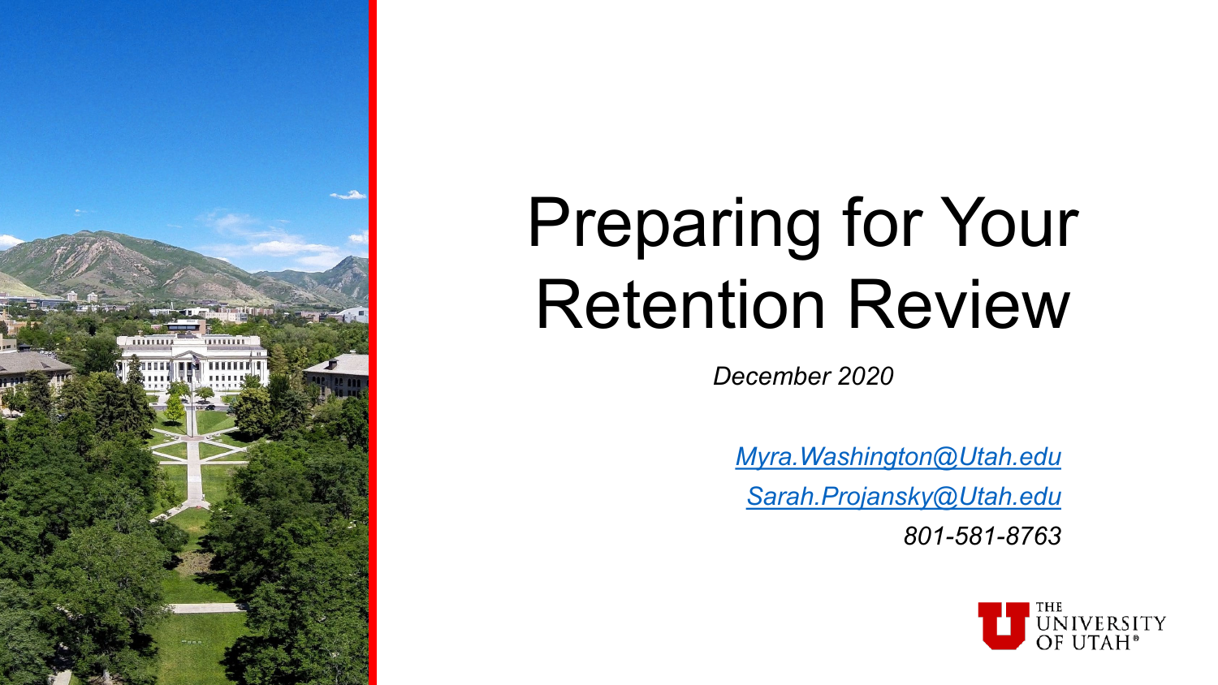# Preparing for Your Retention Review

*December 2020*

[Myra.Washington@Utah.edu](mailto:Myra.Washington@Utah.edu)

[Sarah.Projansky@Utah.edu](mailto:Sarah.Projansky@Utah.edu)

*801-581-8763*

THE UNIVERSITY OF UTAH®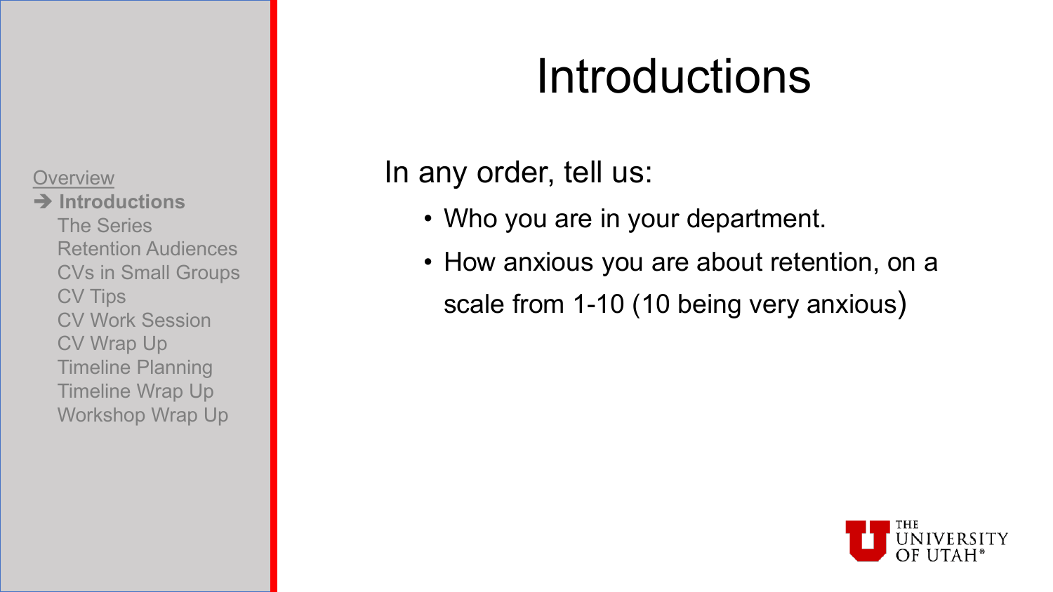Overview

➔ **Introductions**

The Series

Retention Audiences

CVs in Small Groups

CV Tips

CV Work Session

CV Wrap Up

Timeline Planning

Timeline Wrap Up

Workshop Wrap Up

# Introductions

In any order, tell us:

- Who you are in your department.
- How anxious you are about retention, on a scale from 1-10 (10 being very anxious)

THE UNIVERSITY OF UTAH®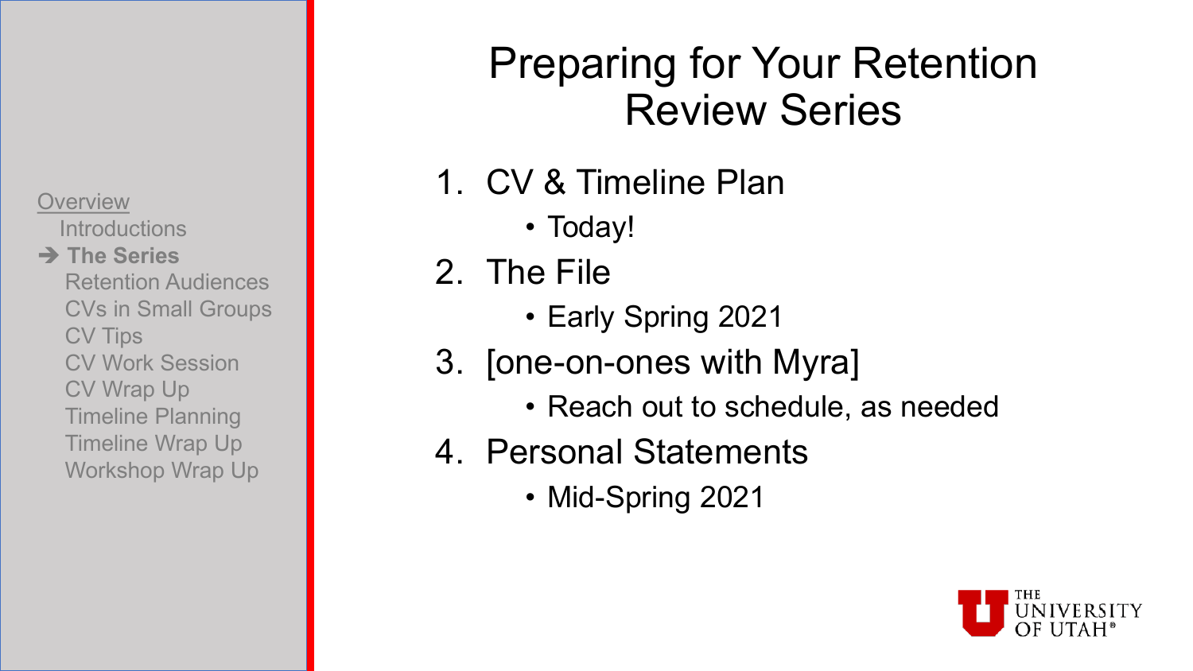Overview

Introductions

➔ **The Series**

Retention Audiences

CVs in Small Groups

CV Tips

CV Work Session

CV Wrap Up

Timeline Planning

Timeline Wrap Up

Workshop Wrap Up

# Preparing for Your Retention Review Series

1. CV & Timeline Plan
   - Today!
2. The File
   - Early Spring 2021
3. [one-on-ones with Myra]
   - Reach out to schedule, as needed
4. Personal Statements
   - Mid-Spring 2021

THE UNIVERSITY OF UTAH®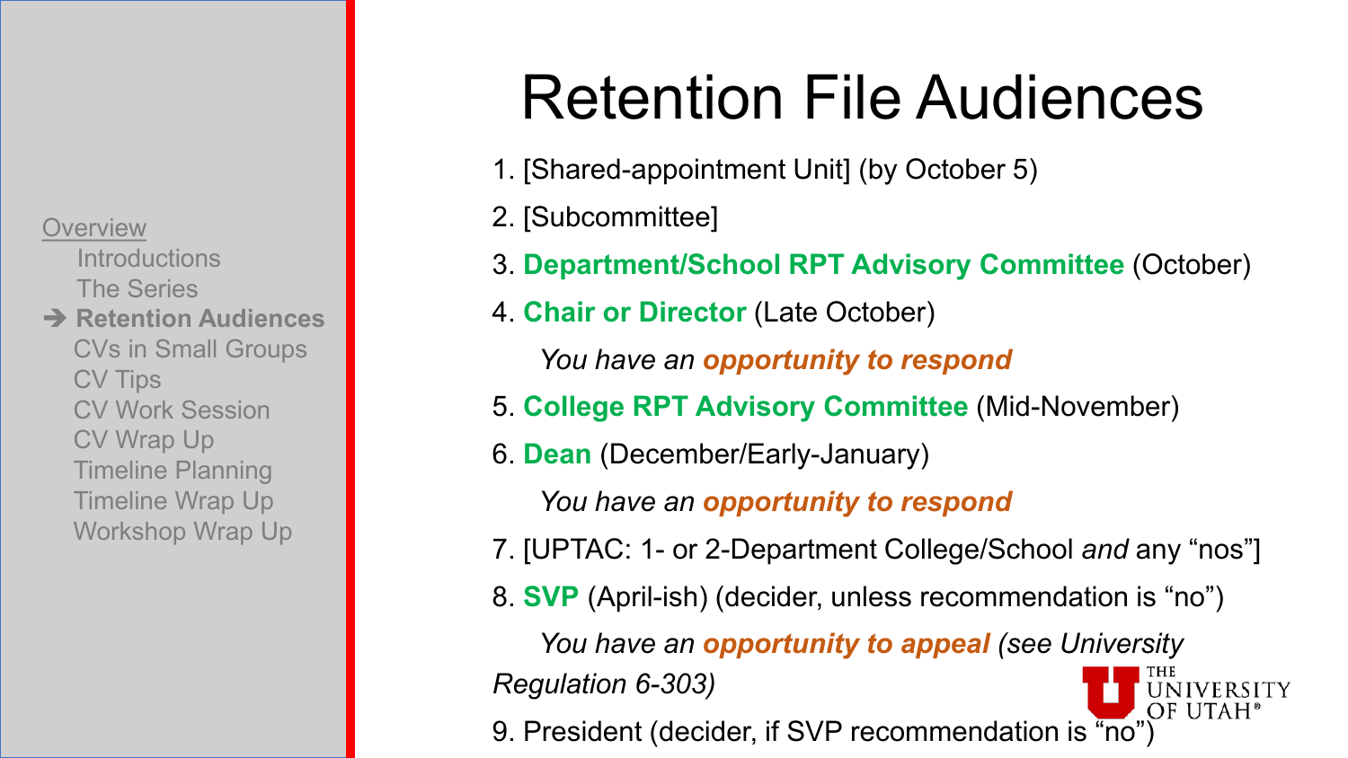Overview

- Introductions
- The Series
- ➔ **Retention Audiences**
- CVs in Small Groups
- CV Tips
- CV Work Session
- CV Wrap Up
- Timeline Planning
- Timeline Wrap Up
- Workshop Wrap Up

# Retention File Audiences

1. [Shared-appointment Unit] (by October 5)
2. [Subcommittee]
3. **Department/School RPT Advisory Committee** (October)
4. **Chair or Director** (Late October)

   *You have an* ***opportunity to respond***

5. **College RPT Advisory Committee** (Mid-November)
6. **Dean** (December/Early-January)

   *You have an* ***opportunity to respond***

7. [UPTAC: 1- or 2-Department College/School *and* any "nos"]
8. **SVP** (April-ish) (decider, unless recommendation is "no")

   *You have an* ***opportunity to appeal*** *(see University Regulation 6-303)*

9. President (decider, if SVP recommendation is "no")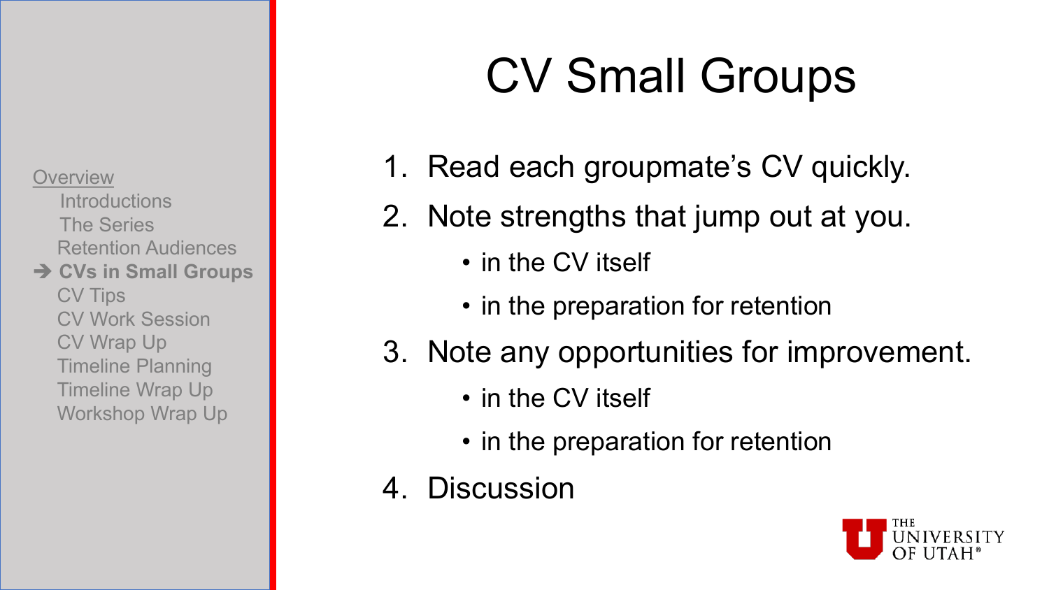Overview

- Introductions
- The Series
- Retention Audiences
- ➔ **CVs in Small Groups**
- CV Tips
- CV Work Session
- CV Wrap Up
- Timeline Planning
- Timeline Wrap Up
- Workshop Wrap Up

# CV Small Groups

1. Read each groupmate's CV quickly.
2. Note strengths that jump out at you.
   - in the CV itself
   - in the preparation for retention
3. Note any opportunities for improvement.
   - in the CV itself
   - in the preparation for retention
4. Discussion

THE UNIVERSITY OF UTAH®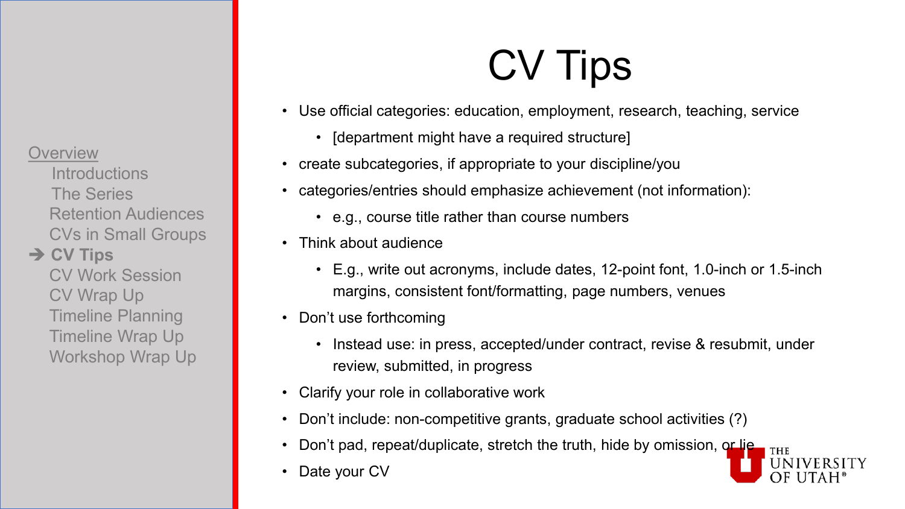Overview
- Introductions
- The Series
- Retention Audiences
- CVs in Small Groups
- ➔ **CV Tips**
- CV Work Session
- CV Wrap Up
- Timeline Planning
- Timeline Wrap Up
- Workshop Wrap Up

# CV Tips

- Use official categories: education, employment, research, teaching, service
  - [department might have a required structure]
- create subcategories, if appropriate to your discipline/you
- categories/entries should emphasize achievement (not information):
  - e.g., course title rather than course numbers
- Think about audience
  - E.g., write out acronyms, include dates, 12-point font, 1.0-inch or 1.5-inch margins, consistent font/formatting, page numbers, venues
- Don't use forthcoming
  - Instead use: in press, accepted/under contract, revise & resubmit, under review, submitted, in progress
- Clarify your role in collaborative work
- Don't include: non-competitive grants, graduate school activities (?)
- Don't pad, repeat/duplicate, stretch the truth, hide by omission, or lie
- Date your CV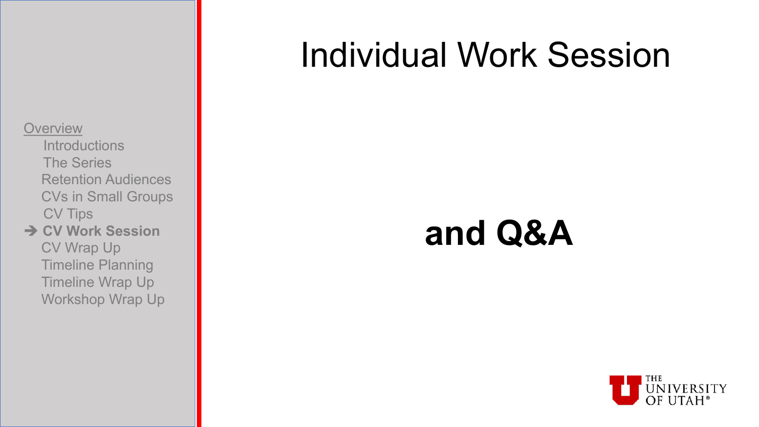# Individual Work Session

## **and Q&A**

Overview

- Introductions
- The Series
- Retention Audiences
- CVs in Small Groups
- CV Tips
- ➔ **CV Work Session**
- CV Wrap Up
- Timeline Planning
- Timeline Wrap Up
- Workshop Wrap Up

THE UNIVERSITY OF UTAH®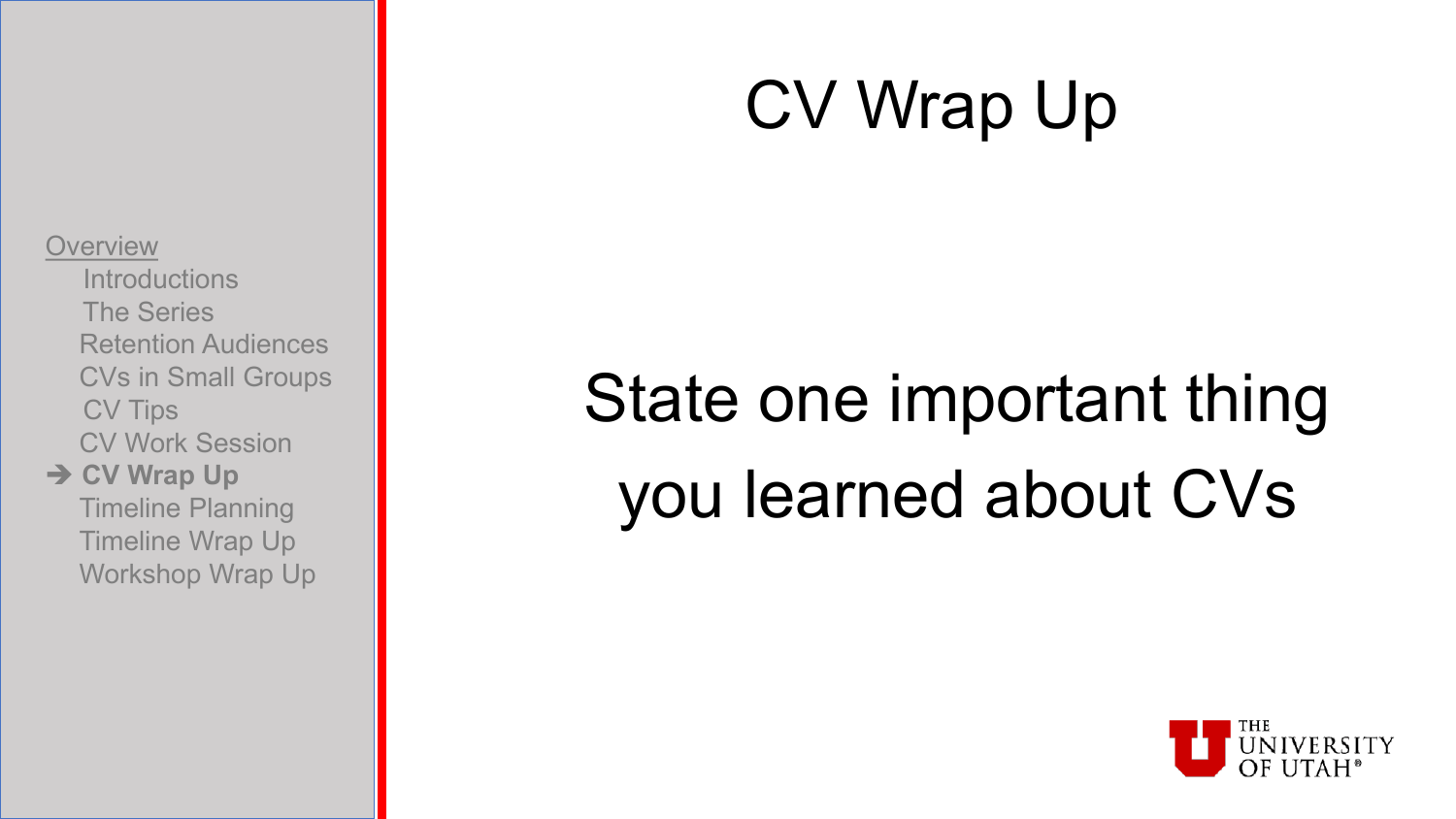Overview

- Introductions
- The Series
- Retention Audiences
- CVs in Small Groups
- CV Tips
- CV Work Session
- ➔ **CV Wrap Up**
- Timeline Planning
- Timeline Wrap Up
- Workshop Wrap Up

# CV Wrap Up

## State one important thing you learned about CVs

THE UNIVERSITY OF UTAH®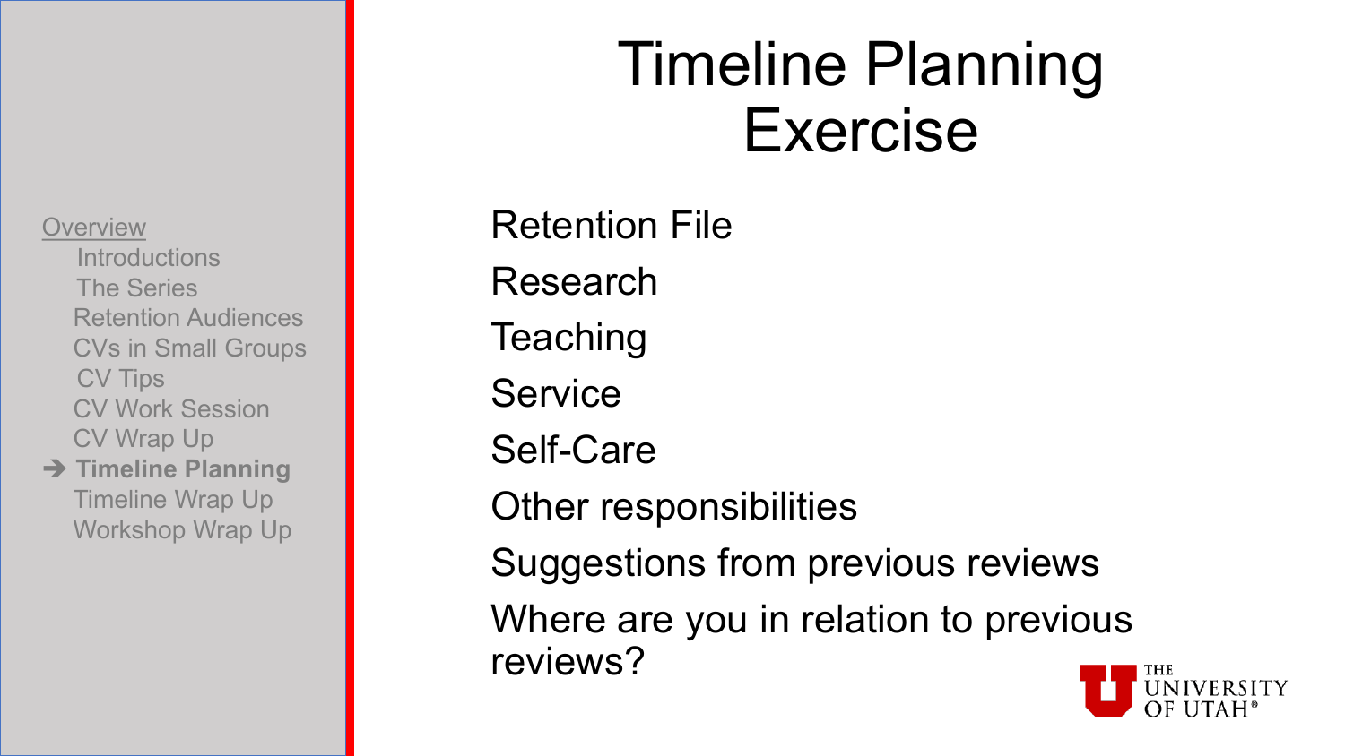Overview

- Introductions
- The Series
- Retention Audiences
- CVs in Small Groups
- CV Tips
- CV Work Session
- CV Wrap Up
- ➔ **Timeline Planning**
- Timeline Wrap Up
- Workshop Wrap Up

# Timeline Planning Exercise

Retention File

Research

Teaching

Service

Self-Care

Other responsibilities

Suggestions from previous reviews

Where are you in relation to previous reviews?

THE UNIVERSITY OF UTAH®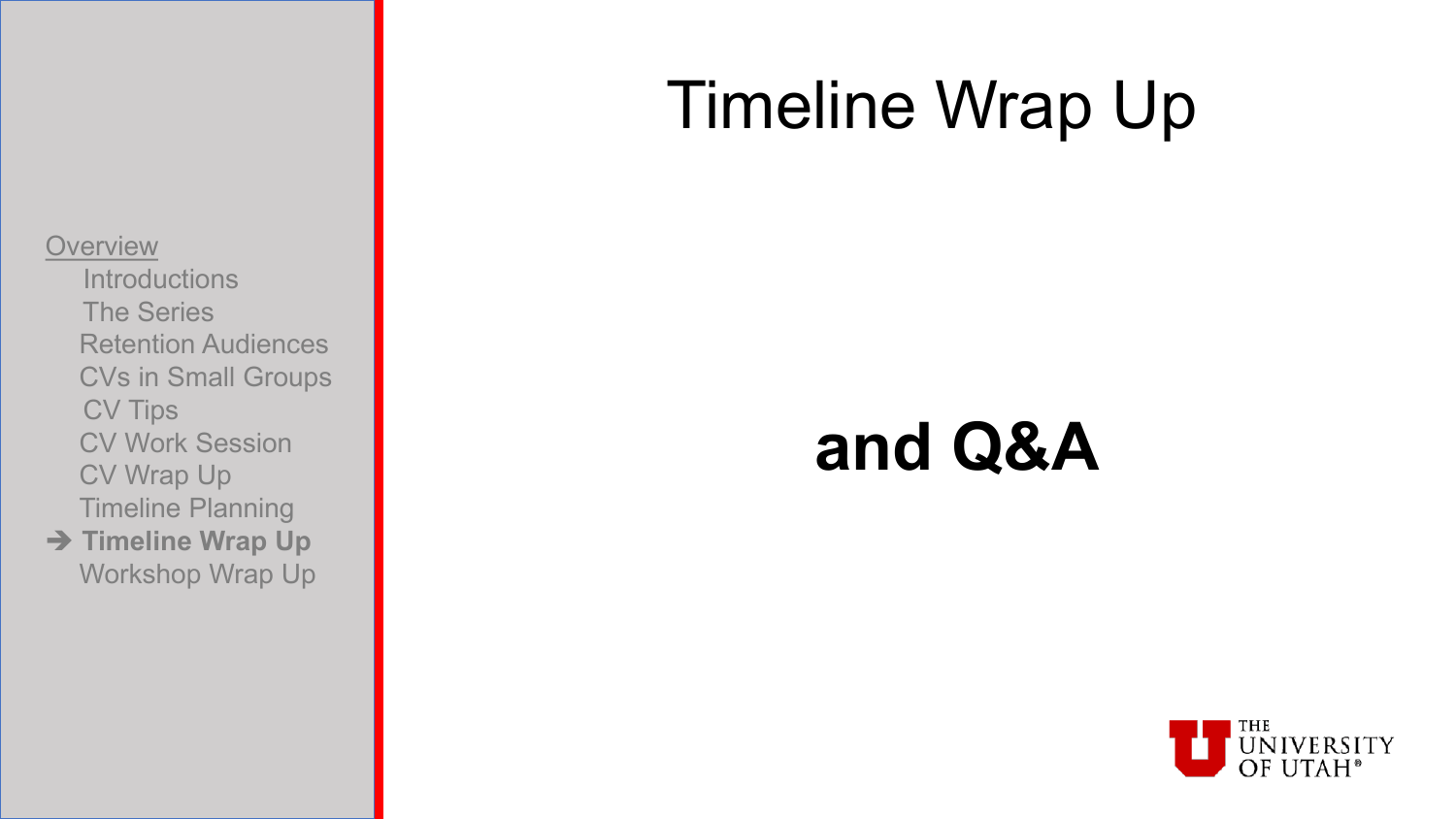Overview

- Introductions
- The Series
- Retention Audiences
- CVs in Small Groups
- CV Tips
- CV Work Session
- CV Wrap Up
- Timeline Planning
- ➔ **Timeline Wrap Up**
- Workshop Wrap Up

# Timeline Wrap Up

## **and Q&A**

THE UNIVERSITY OF UTAH®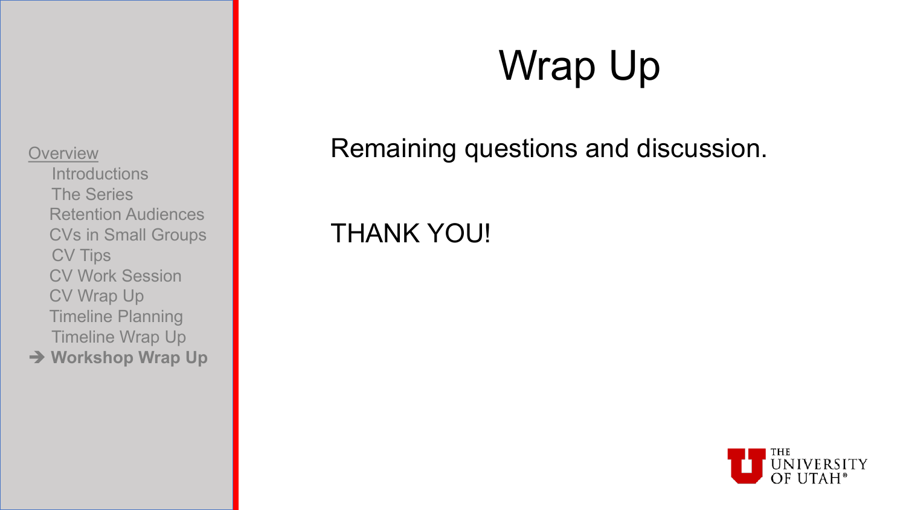Overview
- Introductions
- The Series
- Retention Audiences
- CVs in Small Groups
- CV Tips
- CV Work Session
- CV Wrap Up
- Timeline Planning
- Timeline Wrap Up
- ➔ **Workshop Wrap Up**

# Wrap Up

Remaining questions and discussion.

THANK YOU!

THE UNIVERSITY OF UTAH®